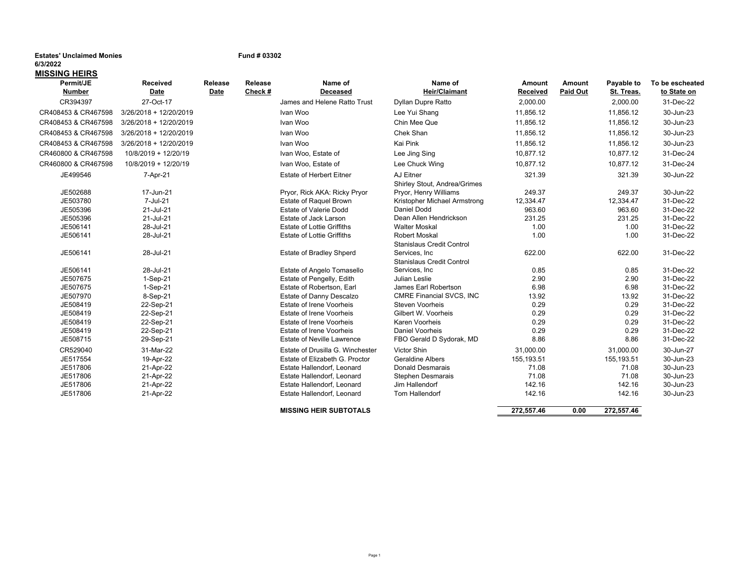**Estates' Unclaimed Monies** **Fund # 03302**

**6/3/2022**

## MISSING HEIRS

| Permit/JE Number | Received Date | Release Date | Release Check # | Name of Deceased | Name of Heir/Claimant | Amount Received | Amount Paid Out | Payable to St. Treas. | To be escheated to State on |
|---|---|---|---|---|---|---|---|---|---|
| CR394397 | 27-Oct-17 | | | James and Helene Ratto Trust | Dyllan Dupre Ratto | 2,000.00 | | 2,000.00 | 31-Dec-22 |
| CR408453 & CR467598 | 3/26/2018 + 12/20/2019 | | | Ivan Woo | Lee Yui Shang | 11,856.12 | | 11,856.12 | 30-Jun-23 |
| CR408453 & CR467598 | 3/26/2018 + 12/20/2019 | | | Ivan Woo | Chin Mee Que | 11,856.12 | | 11,856.12 | 30-Jun-23 |
| CR408453 & CR467598 | 3/26/2018 + 12/20/2019 | | | Ivan Woo | Chek Shan | 11,856.12 | | 11,856.12 | 30-Jun-23 |
| CR408453 & CR467598 | 3/26/2018 + 12/20/2019 | | | Ivan Woo | Kai Pink | 11,856.12 | | 11,856.12 | 30-Jun-23 |
| CR460800 & CR467598 | 10/8/2019 + 12/20/19 | | | Ivan Woo, Estate of | Lee Jing Sing | 10,877.12 | | 10,877.12 | 31-Dec-24 |
| CR460800 & CR467598 | 10/8/2019 + 12/20/19 | | | Ivan Woo, Estate of | Lee Chuck Wing | 10,877.12 | | 10,877.12 | 31-Dec-24 |
| JE499546 | 7-Apr-21 | | | Estate of Herbert Eitner | AJ Eitner | 321.39 | | 321.39 | 30-Jun-22 |
| JE502688 | 17-Jun-21 | | | Pryor, Rick AKA: Ricky Pryor | Shirley Stout, Andrea/Grimes Pryor, Henry Williams | 249.37 | | 249.37 | 30-Jun-22 |
| JE503780 | 7-Jul-21 | | | Estate of Raquel Brown | Kristopher Michael Armstrong | 12,334.47 | | 12,334.47 | 31-Dec-22 |
| JE505396 | 21-Jul-21 | | | Estate of Valerie Dodd | Daniel Dodd | 963.60 | | 963.60 | 31-Dec-22 |
| JE505396 | 21-Jul-21 | | | Estate of Jack Larson | Dean Allen Hendrickson | 231.25 | | 231.25 | 31-Dec-22 |
| JE506141 | 28-Jul-21 | | | Estate of Lottie Griffiths | Walter Moskal | 1.00 | | 1.00 | 31-Dec-22 |
| JE506141 | 28-Jul-21 | | | Estate of Lottie Griffiths | Robert Moskal | 1.00 | | 1.00 | 31-Dec-22 |
| JE506141 | 28-Jul-21 | | | Estate of Bradley Shperd | Stanislaus Credit Control Services, Inc | 622.00 | | 622.00 | 31-Dec-22 |
| JE506141 | 28-Jul-21 | | | Estate of Angelo Tomasello | Stanislaus Credit Control Services, Inc | 0.85 | | 0.85 | 31-Dec-22 |
| JE507675 | 1-Sep-21 | | | Estate of Pengelly, Edith | Julian Leslie | 2.90 | | 2.90 | 31-Dec-22 |
| JE507675 | 1-Sep-21 | | | Estate of Robertson, Earl | James Earl Robertson | 6.98 | | 6.98 | 31-Dec-22 |
| JE507970 | 8-Sep-21 | | | Estate of Danny Descalzo | CMRE Financial SVCS, INC | 13.92 | | 13.92 | 31-Dec-22 |
| JE508419 | 22-Sep-21 | | | Estate of Irene Voorheis | Steven Voorheis | 0.29 | | 0.29 | 31-Dec-22 |
| JE508419 | 22-Sep-21 | | | Estate of Irene Voorheis | Gilbert W. Voorheis | 0.29 | | 0.29 | 31-Dec-22 |
| JE508419 | 22-Sep-21 | | | Estate of Irene Voorheis | Karen Voorheis | 0.29 | | 0.29 | 31-Dec-22 |
| JE508419 | 22-Sep-21 | | | Estate of Irene Voorheis | Daniel Voorheis | 0.29 | | 0.29 | 31-Dec-22 |
| JE508715 | 29-Sep-21 | | | Estate of Neville Lawrence | FBO Gerald D Sydorak, MD | 8.86 | | 8.86 | 31-Dec-22 |
| CR529040 | 31-Mar-22 | | | Estate of Drusilla G. Winchester | Victor Shin | 31,000.00 | | 31,000.00 | 30-Jun-27 |
| JE517554 | 19-Apr-22 | | | Estate of Elizabeth G. Proctor | Geraldine Albers | 155,193.51 | | 155,193.51 | 30-Jun-23 |
| JE517806 | 21-Apr-22 | | | Estate Hallendorf, Leonard | Donald Desmarais | 71.08 | | 71.08 | 30-Jun-23 |
| JE517806 | 21-Apr-22 | | | Estate Hallendorf, Leonard | Stephen Desmarais | 71.08 | | 71.08 | 30-Jun-23 |
| JE517806 | 21-Apr-22 | | | Estate Hallendorf, Leonard | Jim Hallendorf | 142.16 | | 142.16 | 30-Jun-23 |
| JE517806 | 21-Apr-22 | | | Estate Hallendorf, Leonard | Tom Hallendorf | 142.16 | | 142.16 | 30-Jun-23 |
| | | | | **MISSING HEIR SUBTOTALS** | | **272,557.46** | **0.00** | **272,557.46** | |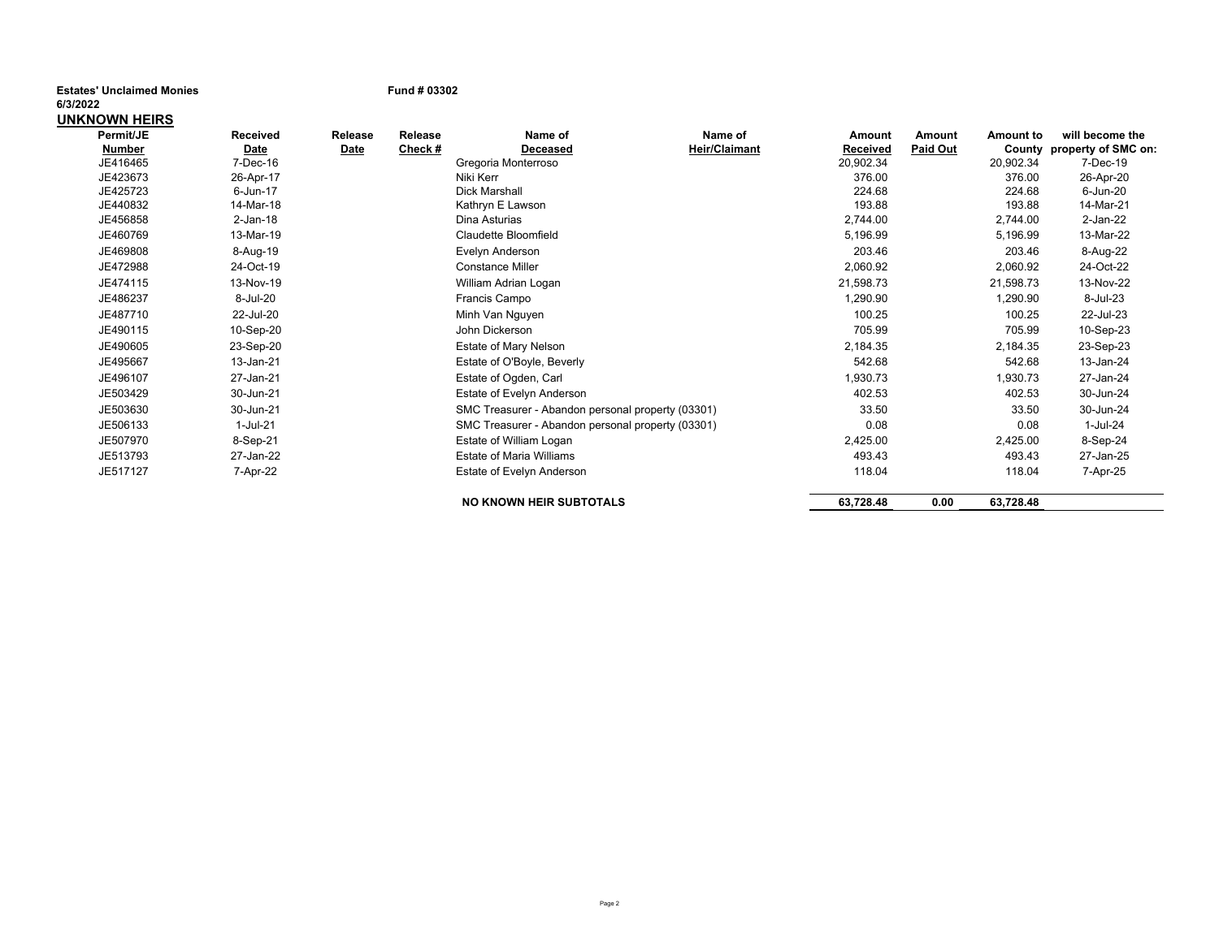**Estates' Unclaimed Monies** **Fund # 03302**
**6/3/2022**

## UNKNOWN HEIRS

| Permit/JE Number | Received Date | Release Date | Release Check # | Name of Deceased | Name of Heir/Claimant | Amount Received | Amount Paid Out | Amount to County | will become the property of SMC on: |
|---|---|---|---|---|---|---|---|---|---|
| JE416465 | 7-Dec-16 | | | Gregoria Monterroso | | 20,902.34 | | 20,902.34 | 7-Dec-19 |
| JE423673 | 26-Apr-17 | | | Niki Kerr | | 376.00 | | 376.00 | 26-Apr-20 |
| JE425723 | 6-Jun-17 | | | Dick Marshall | | 224.68 | | 224.68 | 6-Jun-20 |
| JE440832 | 14-Mar-18 | | | Kathryn E Lawson | | 193.88 | | 193.88 | 14-Mar-21 |
| JE456858 | 2-Jan-18 | | | Dina Asturias | | 2,744.00 | | 2,744.00 | 2-Jan-22 |
| JE460769 | 13-Mar-19 | | | Claudette Bloomfield | | 5,196.99 | | 5,196.99 | 13-Mar-22 |
| JE469808 | 8-Aug-19 | | | Evelyn Anderson | | 203.46 | | 203.46 | 8-Aug-22 |
| JE472988 | 24-Oct-19 | | | Constance Miller | | 2,060.92 | | 2,060.92 | 24-Oct-22 |
| JE474115 | 13-Nov-19 | | | William Adrian Logan | | 21,598.73 | | 21,598.73 | 13-Nov-22 |
| JE486237 | 8-Jul-20 | | | Francis Campo | | 1,290.90 | | 1,290.90 | 8-Jul-23 |
| JE487710 | 22-Jul-20 | | | Minh Van Nguyen | | 100.25 | | 100.25 | 22-Jul-23 |
| JE490115 | 10-Sep-20 | | | John Dickerson | | 705.99 | | 705.99 | 10-Sep-23 |
| JE490605 | 23-Sep-20 | | | Estate of Mary Nelson | | 2,184.35 | | 2,184.35 | 23-Sep-23 |
| JE495667 | 13-Jan-21 | | | Estate of O'Boyle, Beverly | | 542.68 | | 542.68 | 13-Jan-24 |
| JE496107 | 27-Jan-21 | | | Estate of Ogden, Carl | | 1,930.73 | | 1,930.73 | 27-Jan-24 |
| JE503429 | 30-Jun-21 | | | Estate of Evelyn Anderson | | 402.53 | | 402.53 | 30-Jun-24 |
| JE503630 | 30-Jun-21 | | | SMC Treasurer - Abandon personal property (03301) | | 33.50 | | 33.50 | 30-Jun-24 |
| JE506133 | 1-Jul-21 | | | SMC Treasurer - Abandon personal property (03301) | | 0.08 | | 0.08 | 1-Jul-24 |
| JE507970 | 8-Sep-21 | | | Estate of William Logan | | 2,425.00 | | 2,425.00 | 8-Sep-24 |
| JE513793 | 27-Jan-22 | | | Estate of Maria Williams | | 493.43 | | 493.43 | 27-Jan-25 |
| JE517127 | 7-Apr-22 | | | Estate of Evelyn Anderson | | 118.04 | | 118.04 | 7-Apr-25 |
| | | | | **NO KNOWN HEIR SUBTOTALS** | | **63,728.48** | **0.00** | **63,728.48** | |